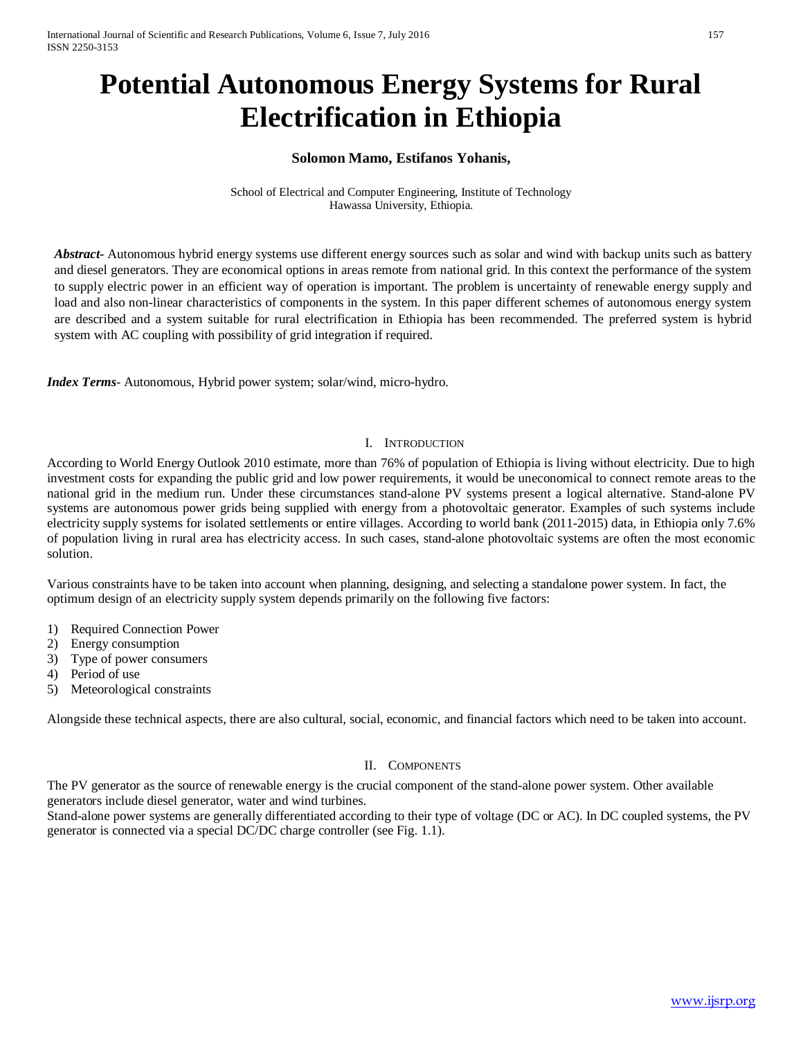# Potential Autonomous Energy Systems for Rural Electrification in Ethiopia

**Solomon Mamo, Estifanos Yohanis,**

School of Electrical and Computer Engineering, Institute of Technology
Hawassa University, Ethiopia.

***Abstract***- Autonomous hybrid energy systems use different energy sources such as solar and wind with backup units such as battery and diesel generators. They are economical options in areas remote from national grid. In this context the performance of the system to supply electric power in an efficient way of operation is important. The problem is uncertainty of renewable energy supply and load and also non-linear characteristics of components in the system. In this paper different schemes of autonomous energy system are described and a system suitable for rural electrification in Ethiopia has been recommended. The preferred system is hybrid system with AC coupling with possibility of grid integration if required.

***Index Terms***- Autonomous, Hybrid power system; solar/wind, micro-hydro.

## I. Introduction

According to World Energy Outlook 2010 estimate, more than 76% of population of Ethiopia is living without electricity. Due to high investment costs for expanding the public grid and low power requirements, it would be uneconomical to connect remote areas to the national grid in the medium run. Under these circumstances stand-alone PV systems present a logical alternative. Stand-alone PV systems are autonomous power grids being supplied with energy from a photovoltaic generator. Examples of such systems include electricity supply systems for isolated settlements or entire villages. According to world bank (2011-2015) data, in Ethiopia only 7.6% of population living in rural area has electricity access. In such cases, stand-alone photovoltaic systems are often the most economic solution.

Various constraints have to be taken into account when planning, designing, and selecting a standalone power system. In fact, the optimum design of an electricity supply system depends primarily on the following five factors:

1) Required Connection Power
2) Energy consumption
3) Type of power consumers
4) Period of use
5) Meteorological constraints

Alongside these technical aspects, there are also cultural, social, economic, and financial factors which need to be taken into account.

## II. Components

The PV generator as the source of renewable energy is the crucial component of the stand-alone power system. Other available generators include diesel generator, water and wind turbines.
Stand-alone power systems are generally differentiated according to their type of voltage (DC or AC). In DC coupled systems, the PV generator is connected via a special DC/DC charge controller (see Fig. 1.1).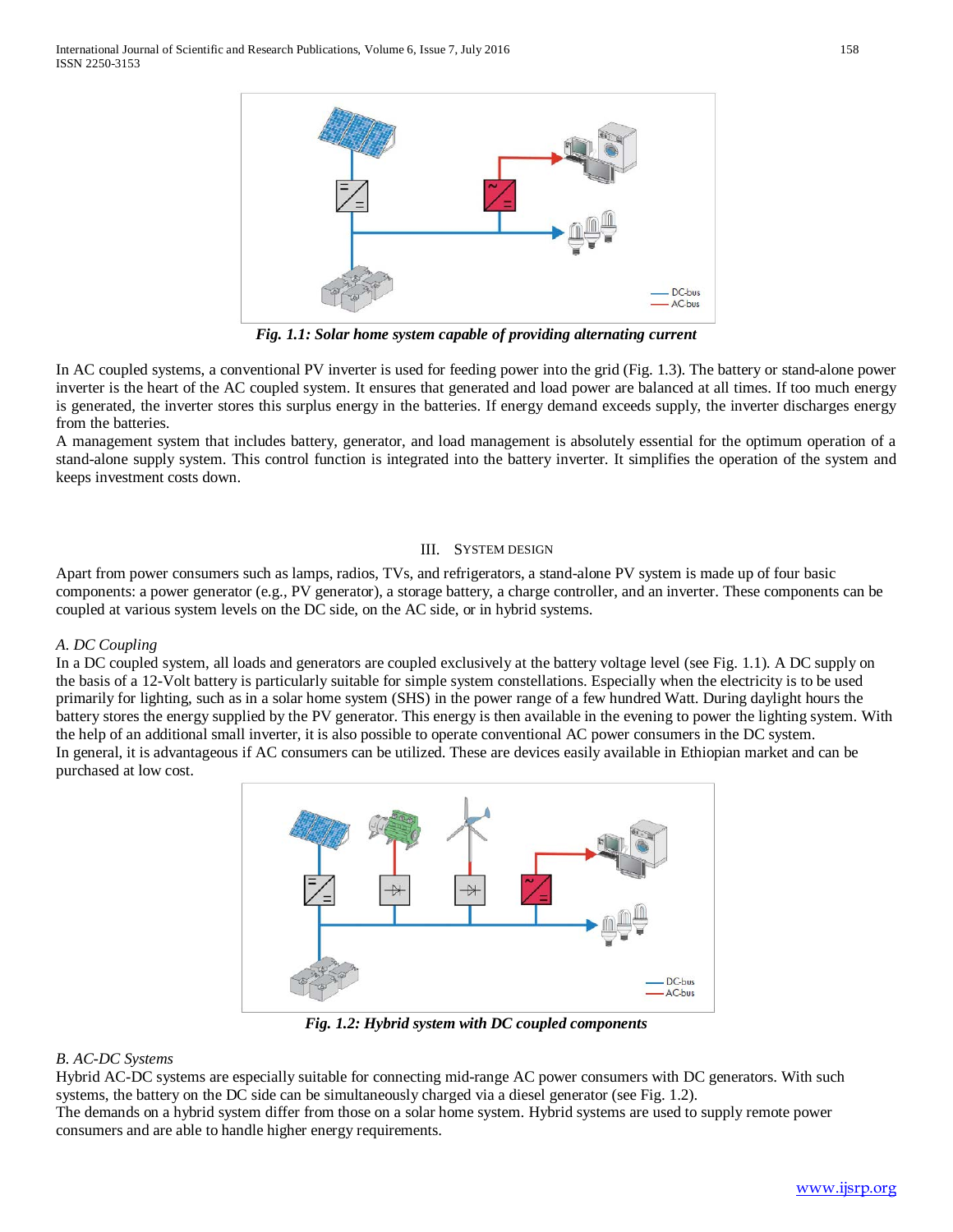*Fig. 1.1: Solar home system capable of providing alternating current*

In AC coupled systems, a conventional PV inverter is used for feeding power into the grid (Fig. 1.3). The battery or stand-alone power inverter is the heart of the AC coupled system. It ensures that generated and load power are balanced at all times. If too much energy is generated, the inverter stores this surplus energy in the batteries. If energy demand exceeds supply, the inverter discharges energy from the batteries.

A management system that includes battery, generator, and load management is absolutely essential for the optimum operation of a stand-alone supply system. This control function is integrated into the battery inverter. It simplifies the operation of the system and keeps investment costs down.

## III. System Design

Apart from power consumers such as lamps, radios, TVs, and refrigerators, a stand-alone PV system is made up of four basic components: a power generator (e.g., PV generator), a storage battery, a charge controller, and an inverter. These components can be coupled at various system levels on the DC side, on the AC side, or in hybrid systems.

### *A. DC Coupling*

In a DC coupled system, all loads and generators are coupled exclusively at the battery voltage level (see Fig. 1.1). A DC supply on the basis of a 12-Volt battery is particularly suitable for simple system constellations. Especially when the electricity is to be used primarily for lighting, such as in a solar home system (SHS) in the power range of a few hundred Watt. During daylight hours the battery stores the energy supplied by the PV generator. This energy is then available in the evening to power the lighting system. With the help of an additional small inverter, it is also possible to operate conventional AC power consumers in the DC system.

In general, it is advantageous if AC consumers can be utilized. These are devices easily available in Ethiopian market and can be purchased at low cost.

*Fig. 1.2: Hybrid system with DC coupled components*

### *B. AC-DC Systems*

Hybrid AC-DC systems are especially suitable for connecting mid-range AC power consumers with DC generators. With such systems, the battery on the DC side can be simultaneously charged via a diesel generator (see Fig. 1.2).

The demands on a hybrid system differ from those on a solar home system. Hybrid systems are used to supply remote power consumers and are able to handle higher energy requirements.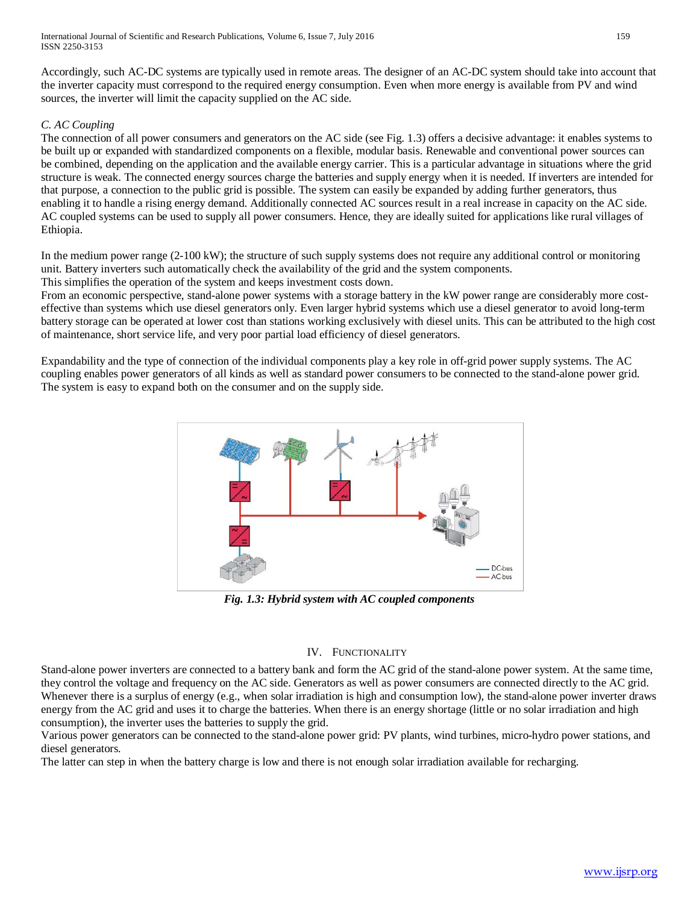Accordingly, such AC-DC systems are typically used in remote areas. The designer of an AC-DC system should take into account that the inverter capacity must correspond to the required energy consumption. Even when more energy is available from PV and wind sources, the inverter will limit the capacity supplied on the AC side.

### *C. AC Coupling*

The connection of all power consumers and generators on the AC side (see Fig. 1.3) offers a decisive advantage: it enables systems to be built up or expanded with standardized components on a flexible, modular basis. Renewable and conventional power sources can be combined, depending on the application and the available energy carrier. This is a particular advantage in situations where the grid structure is weak. The connected energy sources charge the batteries and supply energy when it is needed. If inverters are intended for that purpose, a connection to the public grid is possible. The system can easily be expanded by adding further generators, thus enabling it to handle a rising energy demand. Additionally connected AC sources result in a real increase in capacity on the AC side. AC coupled systems can be used to supply all power consumers. Hence, they are ideally suited for applications like rural villages of Ethiopia.

In the medium power range (2-100 kW); the structure of such supply systems does not require any additional control or monitoring unit. Battery inverters such automatically check the availability of the grid and the system components.
This simplifies the operation of the system and keeps investment costs down.
From an economic perspective, stand-alone power systems with a storage battery in the kW power range are considerably more cost-effective than systems which use diesel generators only. Even larger hybrid systems which use a diesel generator to avoid long-term battery storage can be operated at lower cost than stations working exclusively with diesel units. This can be attributed to the high cost of maintenance, short service life, and very poor partial load efficiency of diesel generators.

Expandability and the type of connection of the individual components play a key role in off-grid power supply systems. The AC coupling enables power generators of all kinds as well as standard power consumers to be connected to the stand-alone power grid. The system is easy to expand both on the consumer and on the supply side.

***Fig. 1.3: Hybrid system with AC coupled components***

## IV. Functionality

Stand-alone power inverters are connected to a battery bank and form the AC grid of the stand-alone power system. At the same time, they control the voltage and frequency on the AC side. Generators as well as power consumers are connected directly to the AC grid. Whenever there is a surplus of energy (e.g., when solar irradiation is high and consumption low), the stand-alone power inverter draws energy from the AC grid and uses it to charge the batteries. When there is an energy shortage (little or no solar irradiation and high consumption), the inverter uses the batteries to supply the grid.
Various power generators can be connected to the stand-alone power grid: PV plants, wind turbines, micro-hydro power stations, and diesel generators.
The latter can step in when the battery charge is low and there is not enough solar irradiation available for recharging.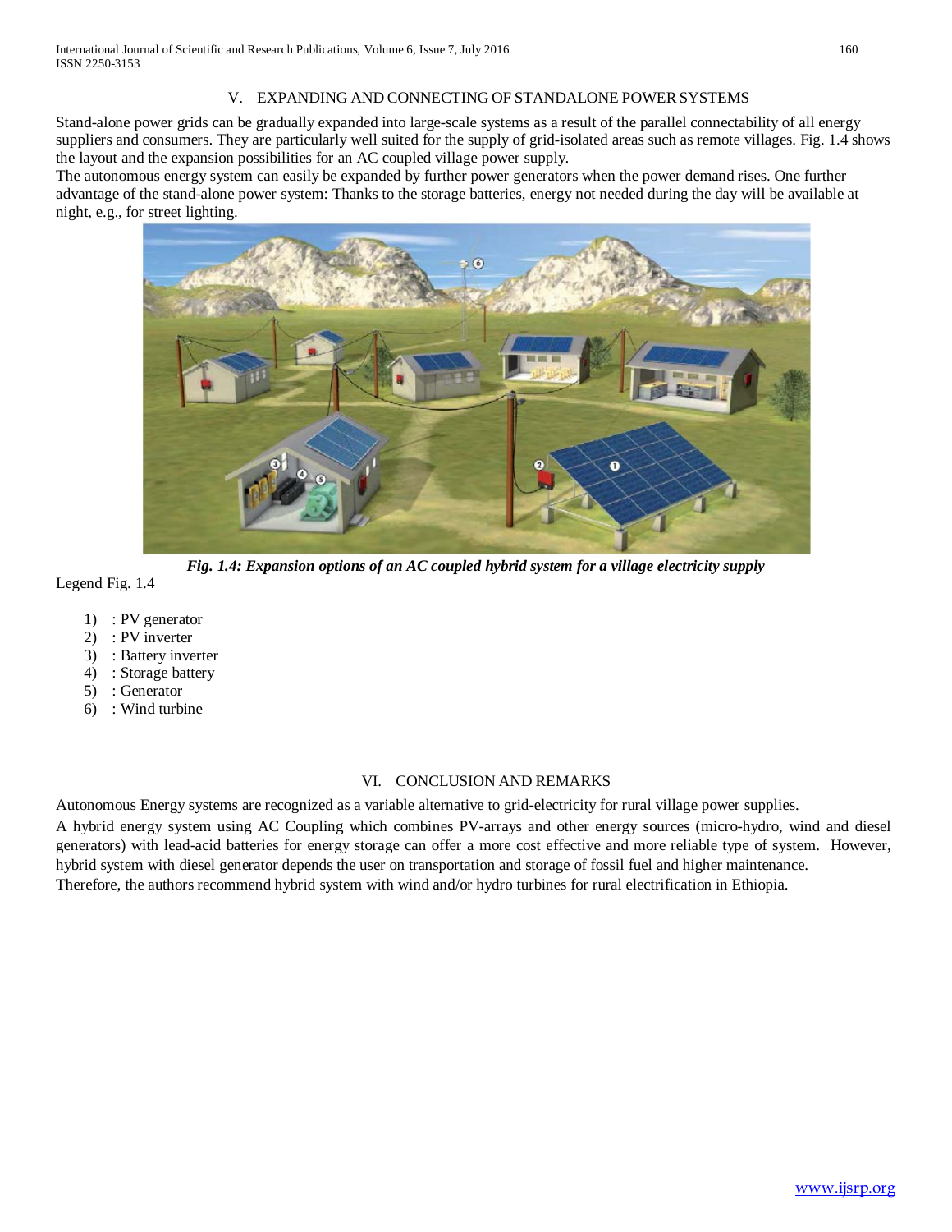## V. EXPANDING AND CONNECTING OF STANDALONE POWER SYSTEMS

Stand-alone power grids can be gradually expanded into large-scale systems as a result of the parallel connectability of all energy suppliers and consumers. They are particularly well suited for the supply of grid-isolated areas such as remote villages. Fig. 1.4 shows the layout and the expansion possibilities for an AC coupled village power supply.

The autonomous energy system can easily be expanded by further power generators when the power demand rises. One further advantage of the stand-alone power system: Thanks to the storage batteries, energy not needed during the day will be available at night, e.g., for street lighting.

***Fig. 1.4: Expansion options of an AC coupled hybrid system for a village electricity supply***

Legend Fig. 1.4

1) : PV generator
2) : PV inverter
3) : Battery inverter
4) : Storage battery
5) : Generator
6) : Wind turbine

## VI. CONCLUSION AND REMARKS

Autonomous Energy systems are recognized as a variable alternative to grid-electricity for rural village power supplies.

A hybrid energy system using AC Coupling which combines PV-arrays and other energy sources (micro-hydro, wind and diesel generators) with lead-acid batteries for energy storage can offer a more cost effective and more reliable type of system. However, hybrid system with diesel generator depends the user on transportation and storage of fossil fuel and higher maintenance.

Therefore, the authors recommend hybrid system with wind and/or hydro turbines for rural electrification in Ethiopia.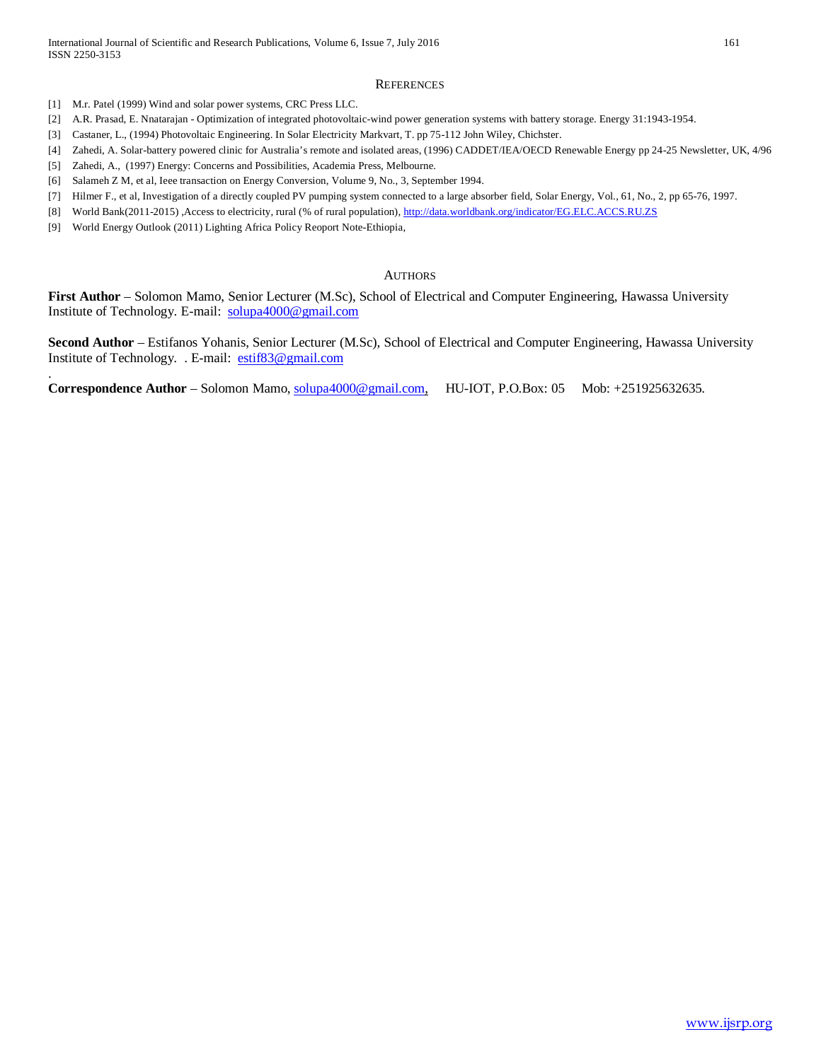## REFERENCES

[1] M.r. Patel (1999) Wind and solar power systems, CRC Press LLC.

[2] A.R. Prasad, E. Nnatarajan - Optimization of integrated photovoltaic-wind power generation systems with battery storage. Energy 31:1943-1954.

[3] Castaner, L., (1994) Photovoltaic Engineering. In Solar Electricity Markvart, T. pp 75-112 John Wiley, Chichster.

[4] Zahedi, A. Solar-battery powered clinic for Australia's remote and isolated areas, (1996) CADDET/IEA/OECD Renewable Energy pp 24-25 Newsletter, UK, 4/96

[5] Zahedi, A., (1997) Energy: Concerns and Possibilities, Academia Press, Melbourne.

[6] Salameh Z M, et al, Ieee transaction on Energy Conversion, Volume 9, No., 3, September 1994.

[7] Hilmer F., et al, Investigation of a directly coupled PV pumping system connected to a large absorber field, Solar Energy, Vol., 61, No., 2, pp 65-76, 1997.

[8] World Bank(2011-2015) ,Access to electricity, rural (% of rural population), http://data.worldbank.org/indicator/EG.ELC.ACCS.RU.ZS

[9] World Energy Outlook (2011) Lighting Africa Policy Reoport Note-Ethiopia,

## AUTHORS

**First Author** – Solomon Mamo, Senior Lecturer (M.Sc), School of Electrical and Computer Engineering, Hawassa University Institute of Technology. E-mail: solupa4000@gmail.com

**Second Author** – Estifanos Yohanis, Senior Lecturer (M.Sc), School of Electrical and Computer Engineering, Hawassa University Institute of Technology. . E-mail: estif83@gmail.com

**Correspondence Author** – Solomon Mamo, solupa4000@gmail.com, HU-IOT, P.O.Box: 05 Mob: +251925632635.